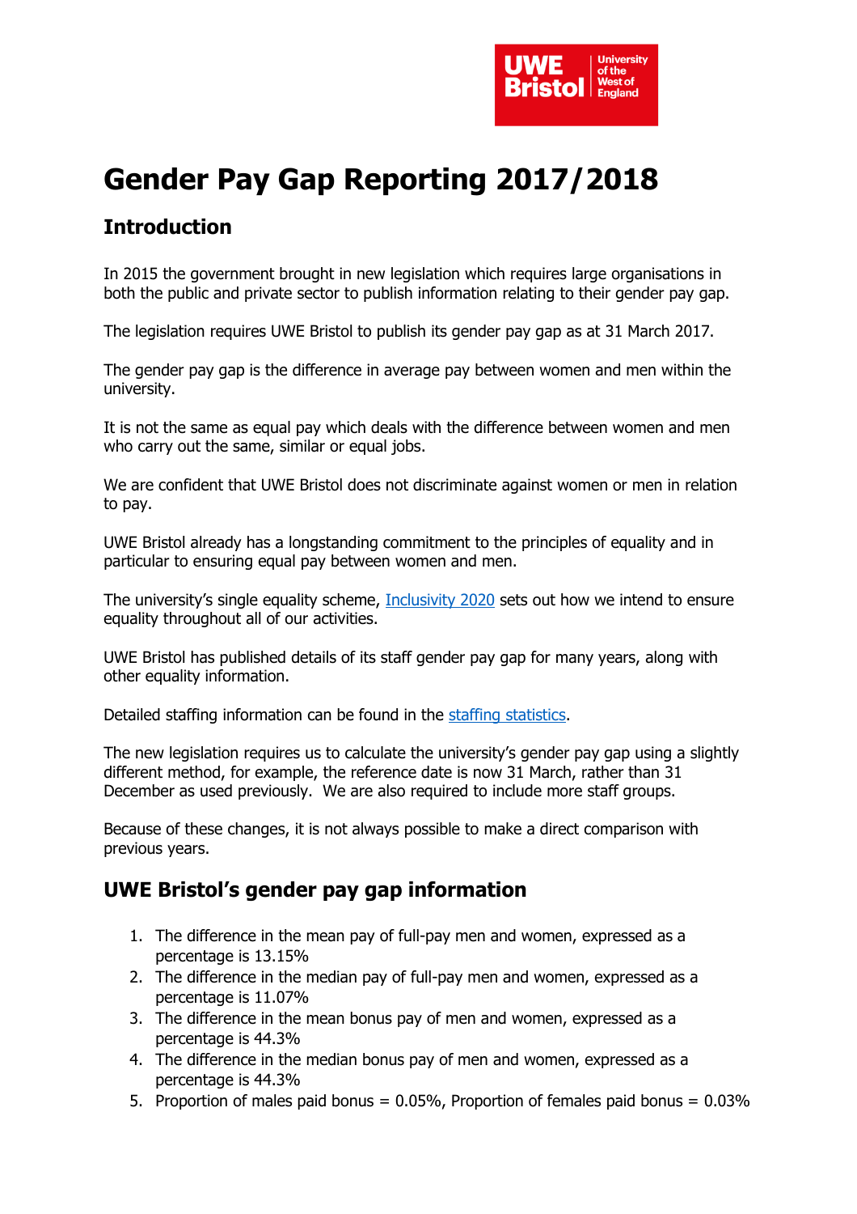# Gender Pay Gap Reporting 2017/2018

## Introduction

In 2015 the government brought in new legislation which requires large organisations in both the public and private sector to publish information relating to their gender pay gap.

The legislation requires UWE Bristol to publish its gender pay gap as at 31 March 2017.

The gender pay gap is the difference in average pay between women and men within the university.

It is not the same as equal pay which deals with the difference between women and men who carry out the same, similar or equal jobs.

We are confident that UWE Bristol does not discriminate against women or men in relation to pay.

UWE Bristol already has a longstanding commitment to the principles of equality and in particular to ensuring equal pay between women and men.

The university's single equality scheme, Inclusivity 2020 sets out how we intend to ensure equality throughout all of our activities.

UWE Bristol has published details of its staff gender pay gap for many years, along with other equality information.

Detailed staffing information can be found in the staffing statistics.

The new legislation requires us to calculate the university's gender pay gap using a slightly different method, for example, the reference date is now 31 March, rather than 31 December as used previously. We are also required to include more staff groups.

Because of these changes, it is not always possible to make a direct comparison with previous years.

## UWE Bristol's gender pay gap information

1. The difference in the mean pay of full-pay men and women, expressed as a percentage is 13.15%
2. The difference in the median pay of full-pay men and women, expressed as a percentage is 11.07%
3. The difference in the mean bonus pay of men and women, expressed as a percentage is 44.3%
4. The difference in the median bonus pay of men and women, expressed as a percentage is 44.3%
5. Proportion of males paid bonus = 0.05%, Proportion of females paid bonus = 0.03%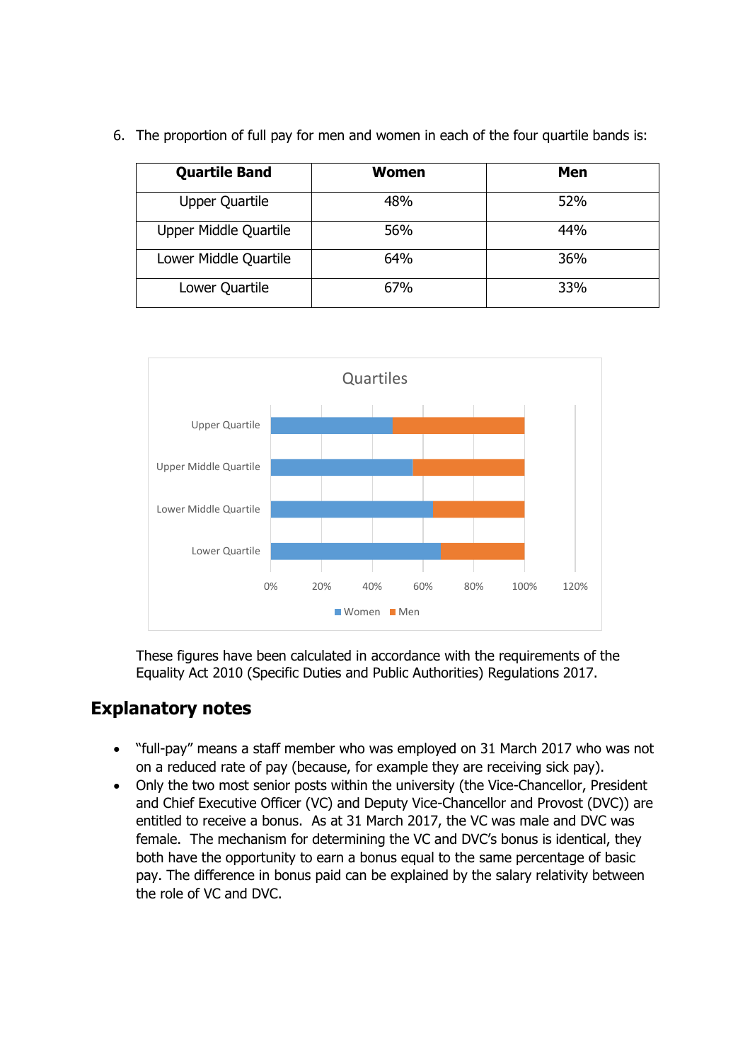6. The proportion of full pay for men and women in each of the four quartile bands is:

| Quartile Band | Women | Men |
|---|---|---|
| Upper Quartile | 48% | 52% |
| Upper Middle Quartile | 56% | 44% |
| Lower Middle Quartile | 64% | 36% |
| Lower Quartile | 67% | 33% |

These figures have been calculated in accordance with the requirements of the Equality Act 2010 (Specific Duties and Public Authorities) Regulations 2017.

## Explanatory notes

- "full-pay" means a staff member who was employed on 31 March 2017 who was not on a reduced rate of pay (because, for example they are receiving sick pay).
- Only the two most senior posts within the university (the Vice-Chancellor, President and Chief Executive Officer (VC) and Deputy Vice-Chancellor and Provost (DVC)) are entitled to receive a bonus. As at 31 March 2017, the VC was male and DVC was female. The mechanism for determining the VC and DVC's bonus is identical, they both have the opportunity to earn a bonus equal to the same percentage of basic pay. The difference in bonus paid can be explained by the salary relativity between the role of VC and DVC.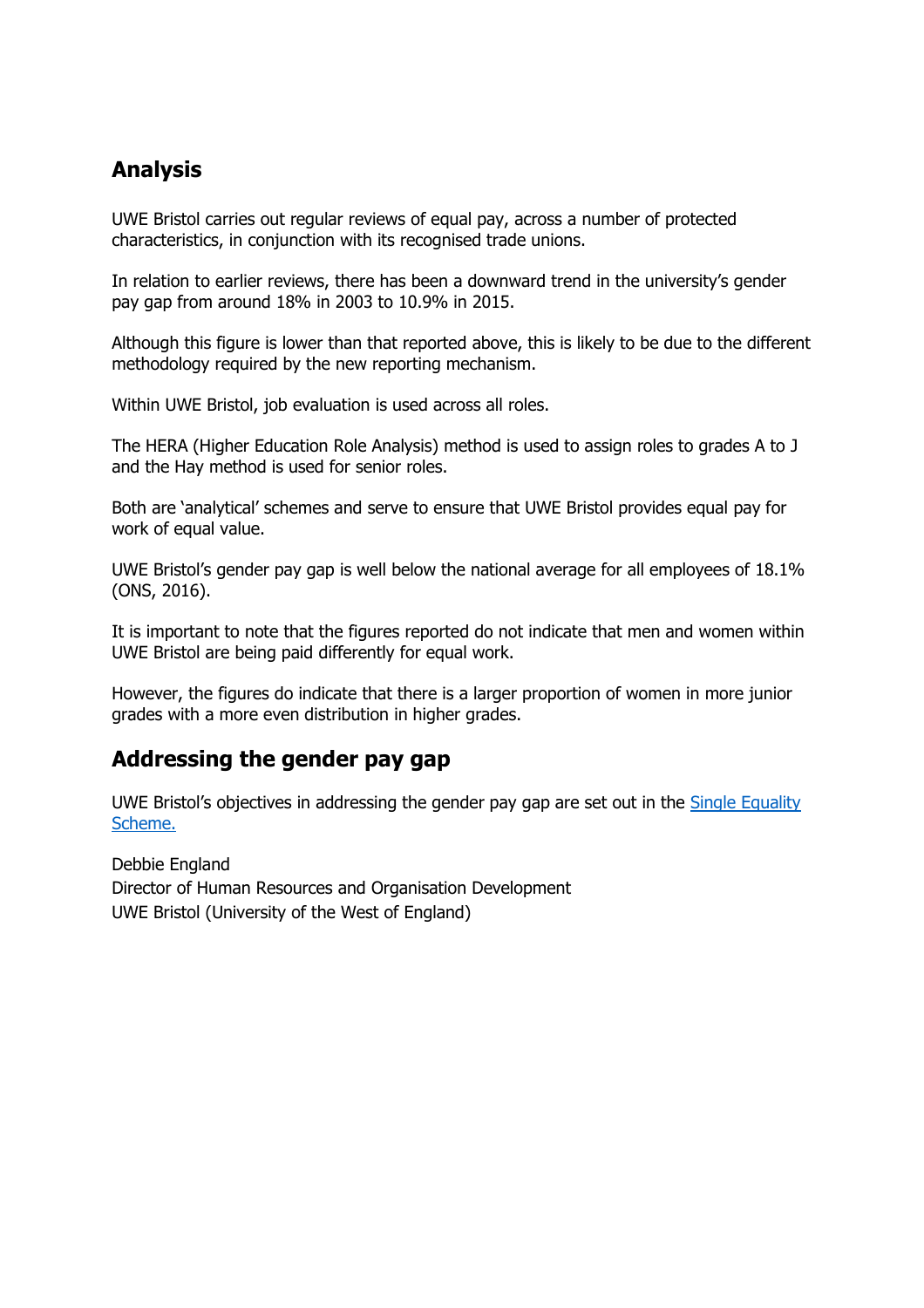## Analysis

UWE Bristol carries out regular reviews of equal pay, across a number of protected characteristics, in conjunction with its recognised trade unions.

In relation to earlier reviews, there has been a downward trend in the university's gender pay gap from around 18% in 2003 to 10.9% in 2015.

Although this figure is lower than that reported above, this is likely to be due to the different methodology required by the new reporting mechanism.

Within UWE Bristol, job evaluation is used across all roles.

The HERA (Higher Education Role Analysis) method is used to assign roles to grades A to J and the Hay method is used for senior roles.

Both are 'analytical' schemes and serve to ensure that UWE Bristol provides equal pay for work of equal value.

UWE Bristol's gender pay gap is well below the national average for all employees of 18.1% (ONS, 2016).

It is important to note that the figures reported do not indicate that men and women within UWE Bristol are being paid differently for equal work.

However, the figures do indicate that there is a larger proportion of women in more junior grades with a more even distribution in higher grades.

## Addressing the gender pay gap

UWE Bristol's objectives in addressing the gender pay gap are set out in the [Single Equality Scheme.](Single Equality Scheme)

Debbie England
Director of Human Resources and Organisation Development
UWE Bristol (University of the West of England)